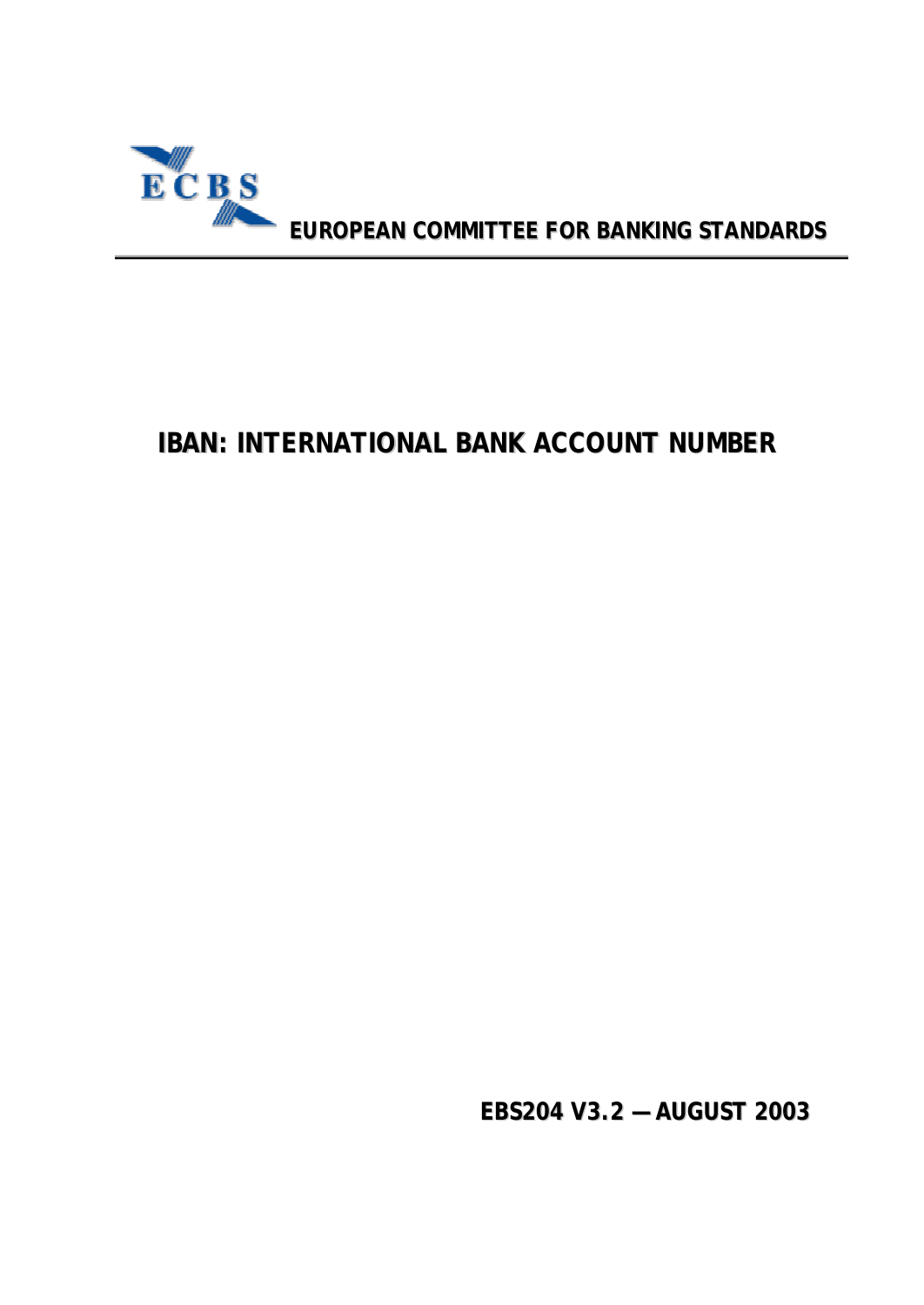ECBS

**EUROPEAN COMMITTEE FOR BANKING STANDARDS**

# IBAN: INTERNATIONAL BANK ACCOUNT NUMBER

**EBS204 V3.2 — AUGUST 2003**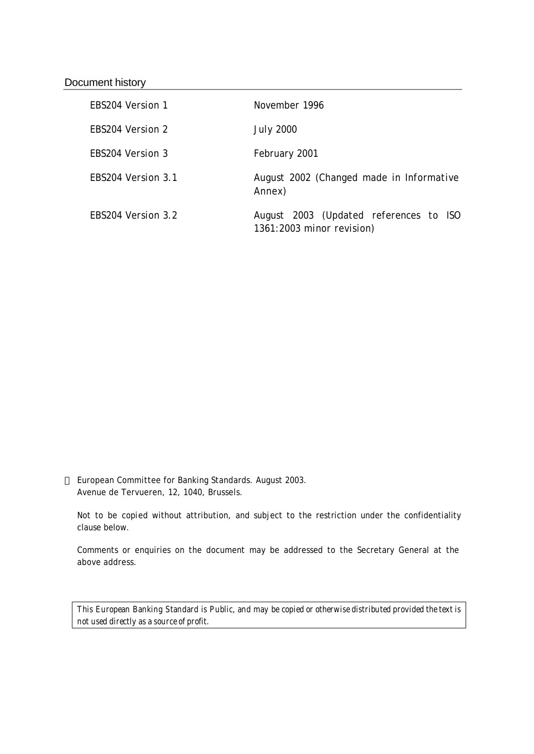## Document history

| | |
|---|---|
| EBS204 Version 1 | November 1996 |
| EBS204 Version 2 | July 2000 |
| EBS204 Version 3 | February 2001 |
| EBS204 Version 3.1 | August 2002 (Changed made in Informative Annex) |
| EBS204 Version 3.2 | August 2003 (Updated references to ISO 1361:2003 minor revision) |

© European Committee for Banking Standards. August 2003.
Avenue de Tervueren, 12, 1040, Brussels.

Not to be copied without attribution, and subject to the restriction under the confidentiality clause below.

Comments or enquiries on the document may be addressed to the Secretary General at the above address.

*This European Banking Standard is Public, and may be copied or otherwise distributed provided the text is not used directly as a source of profit.*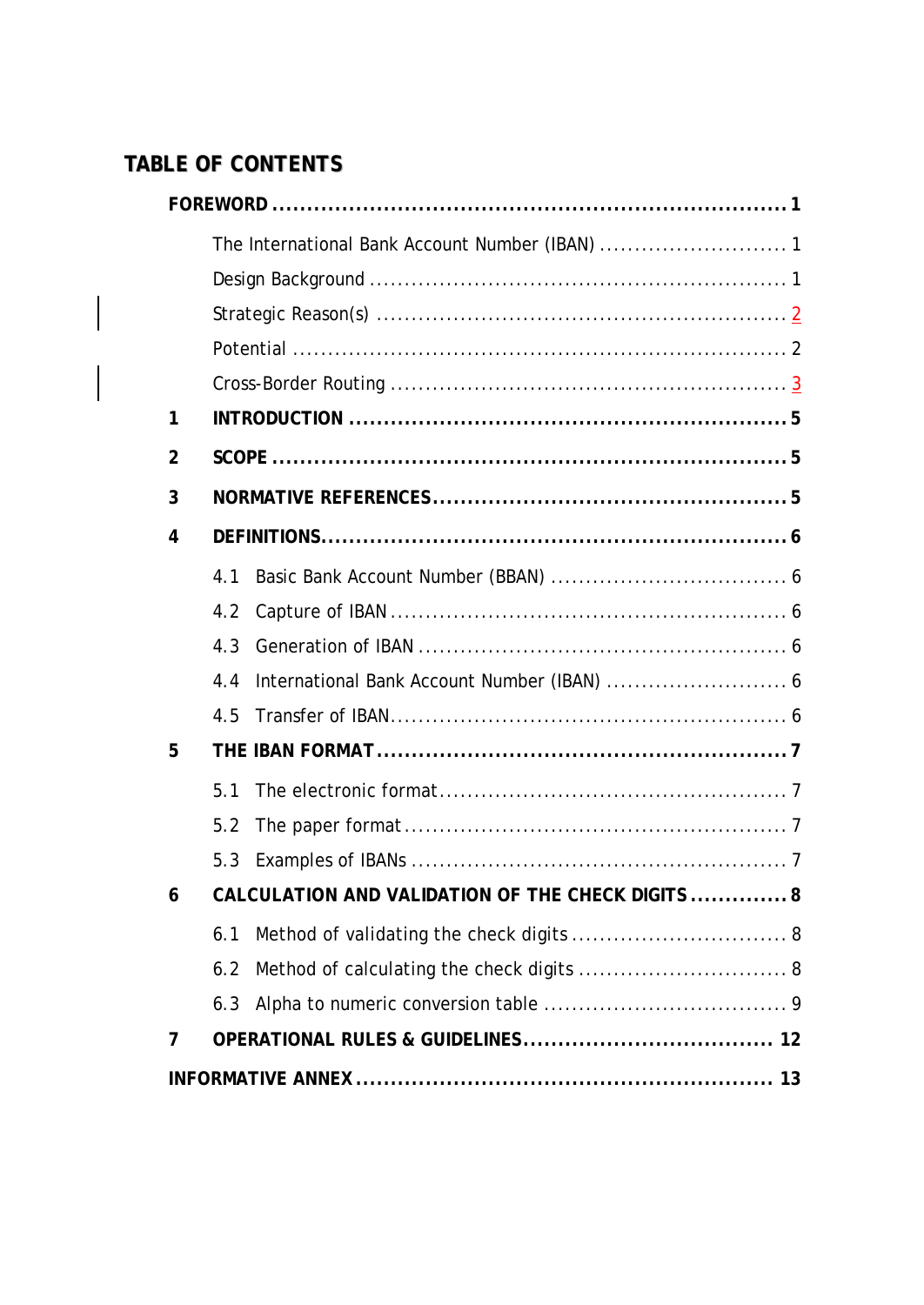# TABLE OF CONTENTS

**FOREWORD** .......... **1**

- The International Bank Account Number (IBAN) .......... 1
- Design Background .......... 1
- Strategic Reason(s) .......... 2
- Potential .......... 2
- Cross-Border Routing .......... 3

**1 INTRODUCTION** .......... **5**

**2 SCOPE** .......... **5**

**3 NORMATIVE REFERENCES** .......... **5**

**4 DEFINITIONS** .......... **6**

- 4.1 Basic Bank Account Number (BBAN) .......... 6
- 4.2 Capture of IBAN .......... 6
- 4.3 Generation of IBAN .......... 6
- 4.4 International Bank Account Number (IBAN) .......... 6
- 4.5 Transfer of IBAN .......... 6

**5 THE IBAN FORMAT** .......... **7**

- 5.1 The electronic format .......... 7
- 5.2 The paper format .......... 7
- 5.3 Examples of IBANs .......... 7

**6 CALCULATION AND VALIDATION OF THE CHECK DIGITS** .......... **8**

- 6.1 Method of validating the check digits .......... 8
- 6.2 Method of calculating the check digits .......... 8
- 6.3 Alpha to numeric conversion table .......... 9

**7 OPERATIONAL RULES & GUIDELINES** .......... **12**

**INFORMATIVE ANNEX** .......... **13**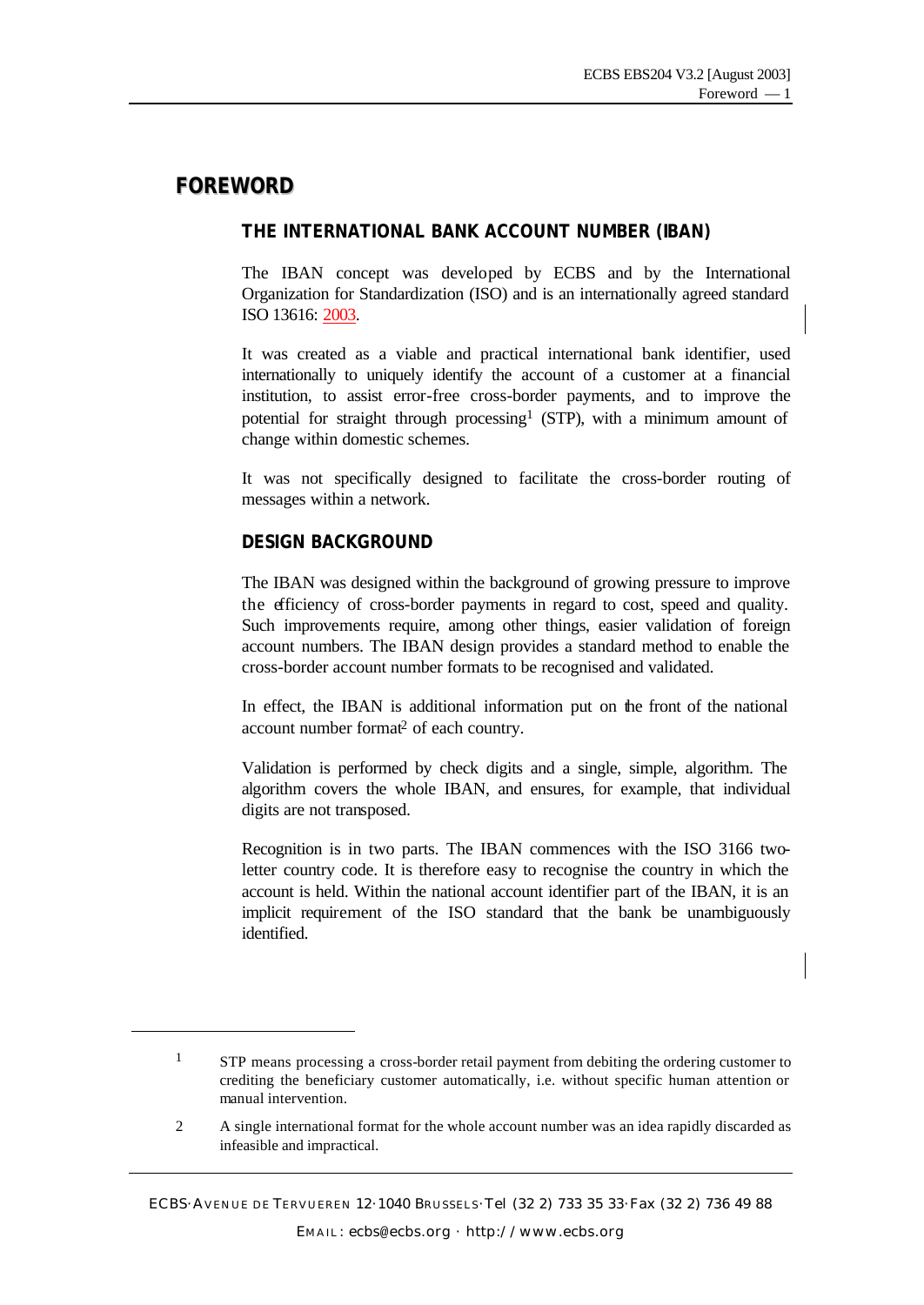# FOREWORD

## THE INTERNATIONAL BANK ACCOUNT NUMBER (IBAN)

The IBAN concept was developed by ECBS and by the International Organization for Standardization (ISO) and is an internationally agreed standard ISO 13616: 2003.

It was created as a viable and practical international bank identifier, used internationally to uniquely identify the account of a customer at a financial institution, to assist error-free cross-border payments, and to improve the potential for straight through processing[1] (STP), with a minimum amount of change within domestic schemes.

It was not specifically designed to facilitate the cross-border routing of messages within a network.

## DESIGN BACKGROUND

The IBAN was designed within the background of growing pressure to improve the efficiency of cross-border payments in regard to cost, speed and quality. Such improvements require, among other things, easier validation of foreign account numbers. The IBAN design provides a standard method to enable the cross-border account number formats to be recognised and validated.

In effect, the IBAN is additional information put on the front of the national account number format[2] of each country.

Validation is performed by check digits and a single, simple, algorithm. The algorithm covers the whole IBAN, and ensures, for example, that individual digits are not transposed.

Recognition is in two parts. The IBAN commences with the ISO 3166 two-letter country code. It is therefore easy to recognise the country in which the account is held. Within the national account identifier part of the IBAN, it is an implicit requirement of the ISO standard that the bank be unambiguously identified.

---

[1] STP means processing a cross-border retail payment from debiting the ordering customer to crediting the beneficiary customer automatically, i.e. without specific human attention or manual intervention.

[2] A single international format for the whole account number was an idea rapidly discarded as infeasible and impractical.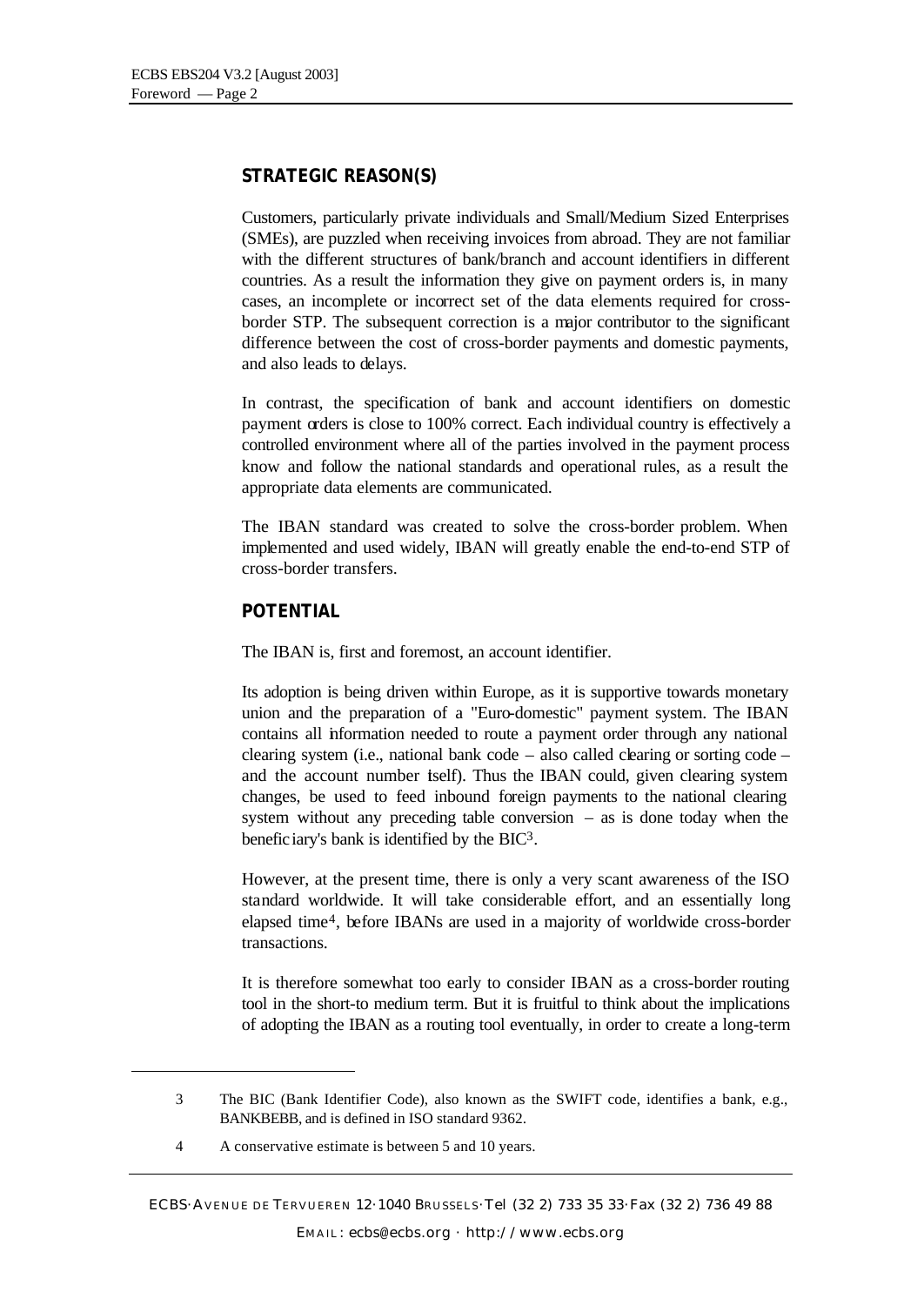## STRATEGIC REASON(S)

Customers, particularly private individuals and Small/Medium Sized Enterprises (SMEs), are puzzled when receiving invoices from abroad. They are not familiar with the different structures of bank/branch and account identifiers in different countries. As a result the information they give on payment orders is, in many cases, an incomplete or incorrect set of the data elements required for cross-border STP. The subsequent correction is a major contributor to the significant difference between the cost of cross-border payments and domestic payments, and also leads to delays.

In contrast, the specification of bank and account identifiers on domestic payment orders is close to 100% correct. Each individual country is effectively a controlled environment where all of the parties involved in the payment process know and follow the national standards and operational rules, as a result the appropriate data elements are communicated.

The IBAN standard was created to solve the cross-border problem. When implemented and used widely, IBAN will greatly enable the end-to-end STP of cross-border transfers.

## POTENTIAL

The IBAN is, first and foremost, an account identifier.

Its adoption is being driven within Europe, as it is supportive towards monetary union and the preparation of a "Euro-domestic" payment system. The IBAN contains all information needed to route a payment order through any national clearing system (i.e., national bank code – also called clearing or sorting code – and the account number itself). Thus the IBAN could, given clearing system changes, be used to feed inbound foreign payments to the national clearing system without any preceding table conversion – as is done today when the beneficiary's bank is identified by the BIC[3].

However, at the present time, there is only a very scant awareness of the ISO standard worldwide. It will take considerable effort, and an essentially long elapsed time[4], before IBANs are used in a majority of worldwide cross-border transactions.

It is therefore somewhat too early to consider IBAN as a cross-border routing tool in the short-to medium term. But it is fruitful to think about the implications of adopting the IBAN as a routing tool eventually, in order to create a long-term

---

3 The BIC (Bank Identifier Code), also known as the SWIFT code, identifies a bank, e.g., BANKBEBB, and is defined in ISO standard 9362.

4 A conservative estimate is between 5 and 10 years.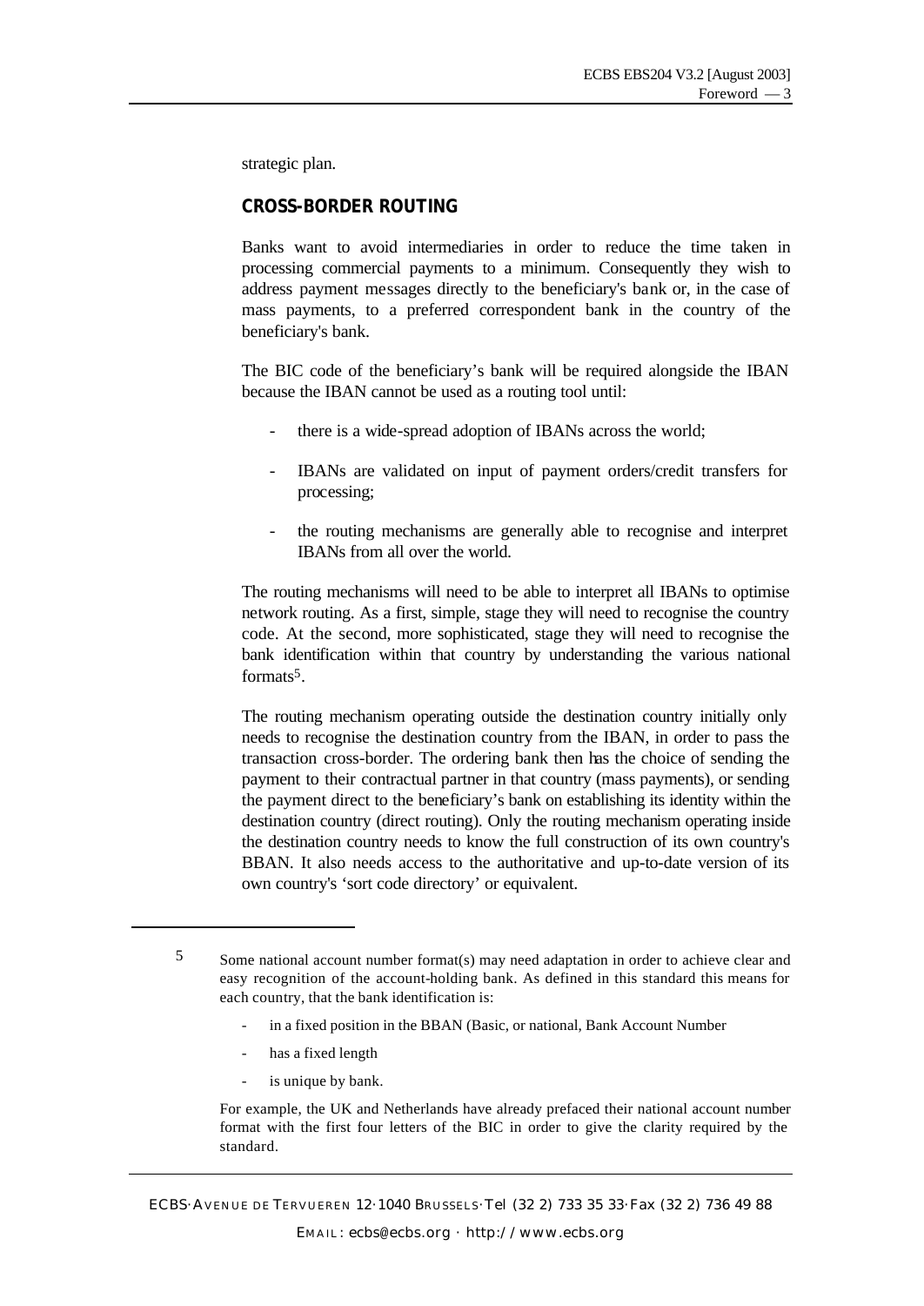strategic plan.

## CROSS-BORDER ROUTING

Banks want to avoid intermediaries in order to reduce the time taken in processing commercial payments to a minimum. Consequently they wish to address payment messages directly to the beneficiary's bank or, in the case of mass payments, to a preferred correspondent bank in the country of the beneficiary's bank.

The BIC code of the beneficiary's bank will be required alongside the IBAN because the IBAN cannot be used as a routing tool until:

- there is a wide-spread adoption of IBANs across the world;
- IBANs are validated on input of payment orders/credit transfers for processing;
- the routing mechanisms are generally able to recognise and interpret IBANs from all over the world.

The routing mechanisms will need to be able to interpret all IBANs to optimise network routing. As a first, simple, stage they will need to recognise the country code. At the second, more sophisticated, stage they will need to recognise the bank identification within that country by understanding the various national formats[5].

The routing mechanism operating outside the destination country initially only needs to recognise the destination country from the IBAN, in order to pass the transaction cross-border. The ordering bank then has the choice of sending the payment to their contractual partner in that country (mass payments), or sending the payment direct to the beneficiary's bank on establishing its identity within the destination country (direct routing). Only the routing mechanism operating inside the destination country needs to know the full construction of its own country's BBAN. It also needs access to the authoritative and up-to-date version of its own country's 'sort code directory' or equivalent.

---

[5] Some national account number format(s) may need adaptation in order to achieve clear and easy recognition of the account-holding bank. As defined in this standard this means for each country, that the bank identification is:

- in a fixed position in the BBAN (Basic, or national, Bank Account Number
- has a fixed length
- is unique by bank.

For example, the UK and Netherlands have already prefaced their national account number format with the first four letters of the BIC in order to give the clarity required by the standard.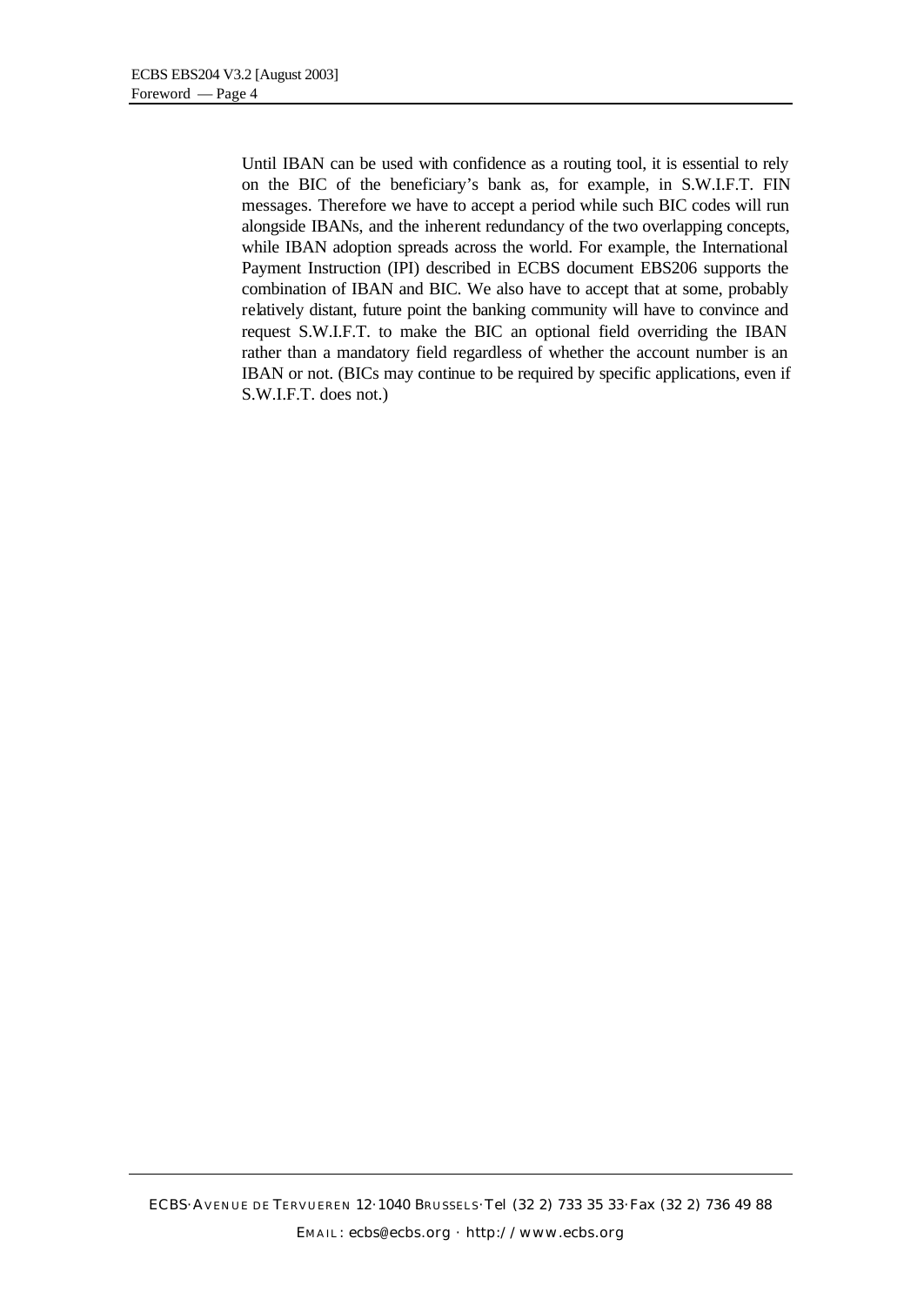Until IBAN can be used with confidence as a routing tool, it is essential to rely on the BIC of the beneficiary's bank as, for example, in S.W.I.F.T. FIN messages. Therefore we have to accept a period while such BIC codes will run alongside IBANs, and the inherent redundancy of the two overlapping concepts, while IBAN adoption spreads across the world. For example, the International Payment Instruction (IPI) described in ECBS document EBS206 supports the combination of IBAN and BIC. We also have to accept that at some, probably relatively distant, future point the banking community will have to convince and request S.W.I.F.T. to make the BIC an optional field overriding the IBAN rather than a mandatory field regardless of whether the account number is an IBAN or not. (BICs may continue to be required by specific applications, even if S.W.I.F.T. does not.)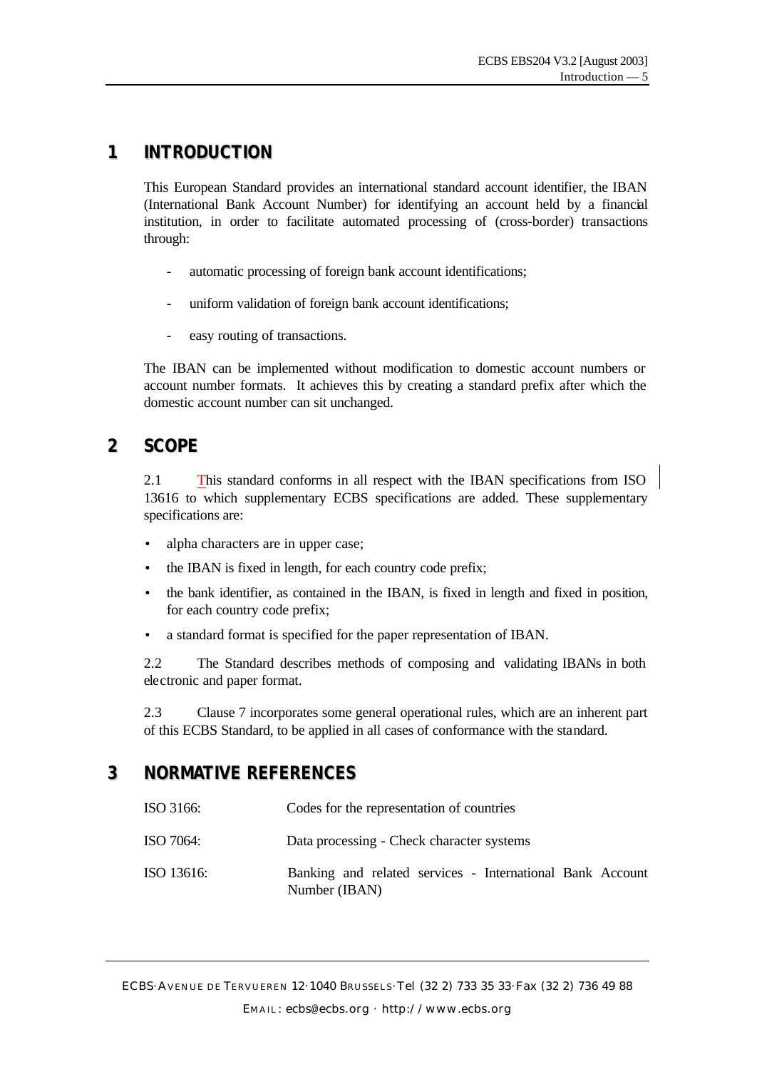# 1 INTRODUCTION

This European Standard provides an international standard account identifier, the IBAN (International Bank Account Number) for identifying an account held by a financial institution, in order to facilitate automated processing of (cross-border) transactions through:

- automatic processing of foreign bank account identifications;
- uniform validation of foreign bank account identifications;
- easy routing of transactions.

The IBAN can be implemented without modification to domestic account numbers or account number formats. It achieves this by creating a standard prefix after which the domestic account number can sit unchanged.

# 2 SCOPE

2.1 This standard conforms in all respect with the IBAN specifications from ISO 13616 to which supplementary ECBS specifications are added. These supplementary specifications are:

- alpha characters are in upper case;
- the IBAN is fixed in length, for each country code prefix;
- the bank identifier, as contained in the IBAN, is fixed in length and fixed in position, for each country code prefix;
- a standard format is specified for the paper representation of IBAN.

2.2 The Standard describes methods of composing and validating IBANs in both electronic and paper format.

2.3 Clause 7 incorporates some general operational rules, which are an inherent part of this ECBS Standard, to be applied in all cases of conformance with the standard.

# 3 NORMATIVE REFERENCES

| | |
|---|---|
| ISO 3166: | Codes for the representation of countries |
| ISO 7064: | Data processing - Check character systems |
| ISO 13616: | Banking and related services - International Bank Account Number (IBAN) |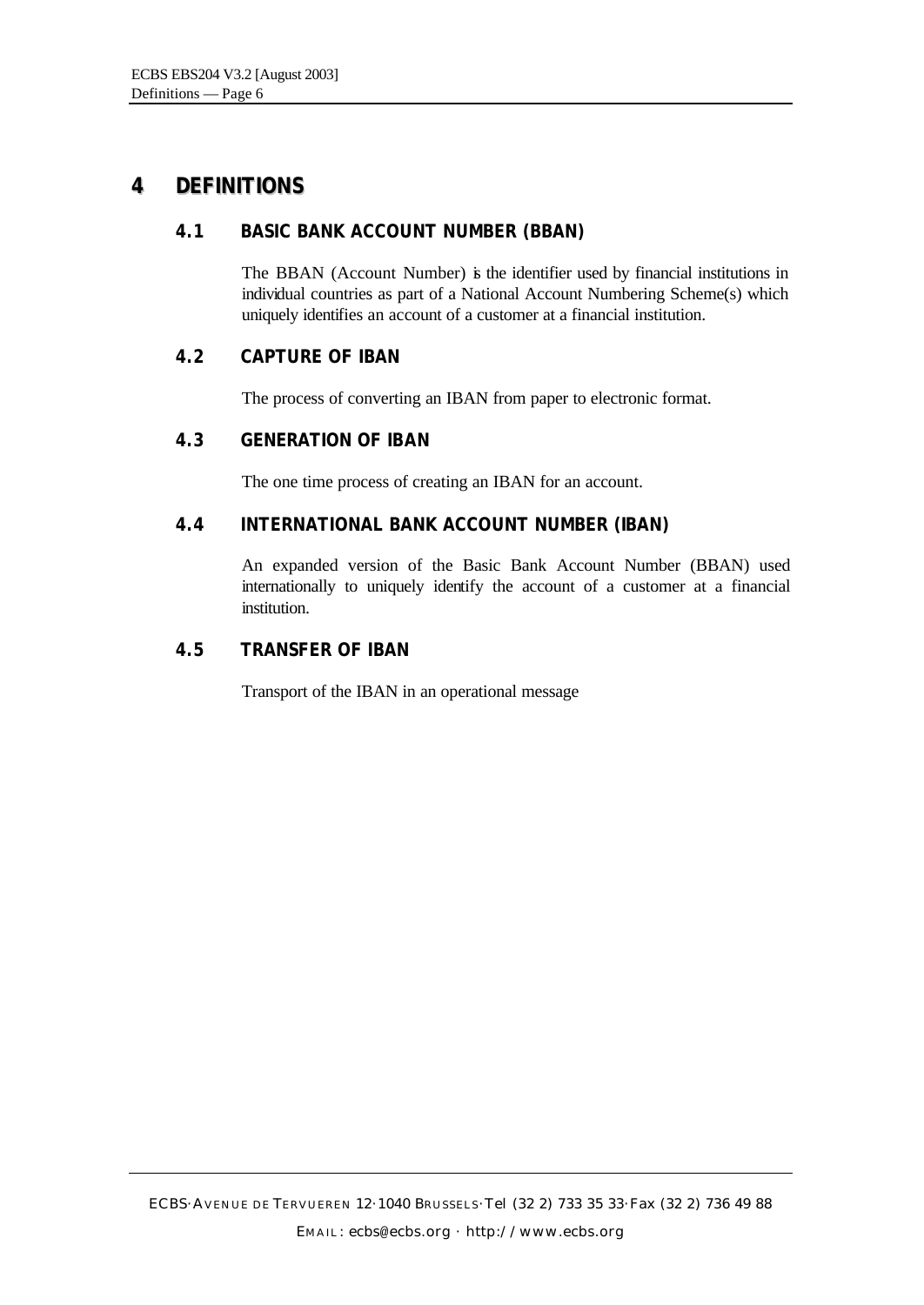# 4 DEFINITIONS

## 4.1 BASIC BANK ACCOUNT NUMBER (BBAN)

The BBAN (Account Number) is the identifier used by financial institutions in individual countries as part of a National Account Numbering Scheme(s) which uniquely identifies an account of a customer at a financial institution.

## 4.2 CAPTURE OF IBAN

The process of converting an IBAN from paper to electronic format.

## 4.3 GENERATION OF IBAN

The one time process of creating an IBAN for an account.

## 4.4 INTERNATIONAL BANK ACCOUNT NUMBER (IBAN)

An expanded version of the Basic Bank Account Number (BBAN) used internationally to uniquely identify the account of a customer at a financial institution.

## 4.5 TRANSFER OF IBAN

Transport of the IBAN in an operational message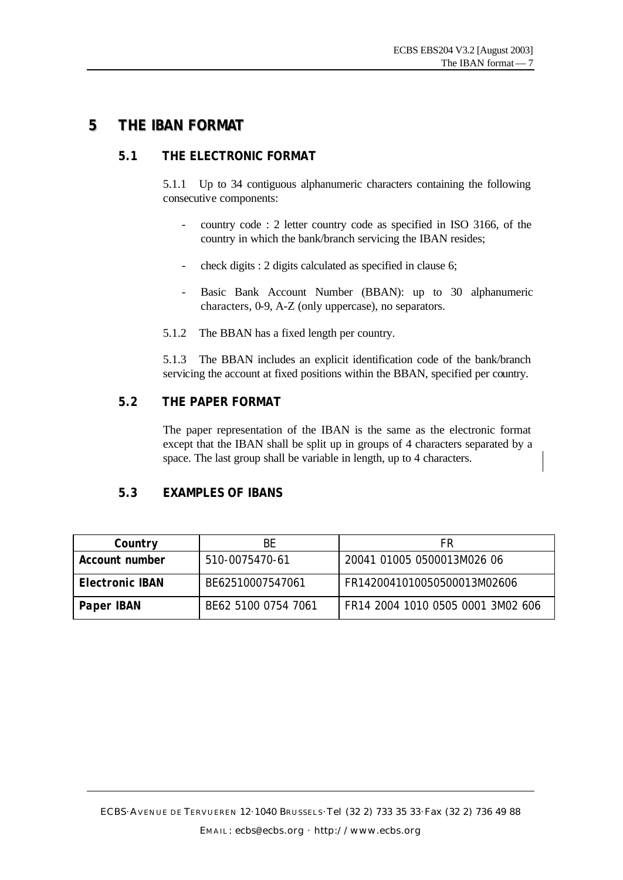# 5 THE IBAN FORMAT

## 5.1 THE ELECTRONIC FORMAT

5.1.1 Up to 34 contiguous alphanumeric characters containing the following consecutive components:

- country code : 2 letter country code as specified in ISO 3166, of the country in which the bank/branch servicing the IBAN resides;
- check digits : 2 digits calculated as specified in clause 6;
- Basic Bank Account Number (BBAN): up to 30 alphanumeric characters, 0-9, A-Z (only uppercase), no separators.

5.1.2 The BBAN has a fixed length per country.

5.1.3 The BBAN includes an explicit identification code of the bank/branch servicing the account at fixed positions within the BBAN, specified per country.

## 5.2 THE PAPER FORMAT

The paper representation of the IBAN is the same as the electronic format except that the IBAN shall be split up in groups of 4 characters separated by a space. The last group shall be variable in length, up to 4 characters.

## 5.3 EXAMPLES OF IBANS

| Country | BE | FR |
|---|---|---|
| **Account number** | 510-0075470-61 | 20041 01005 0500013M026 06 |
| **Electronic IBAN** | BE62510007547061 | FR1420041010050500013M02606 |
| **Paper IBAN** | BE62 5100 0754 7061 | FR14 2004 1010 0505 0001 3M02 606 |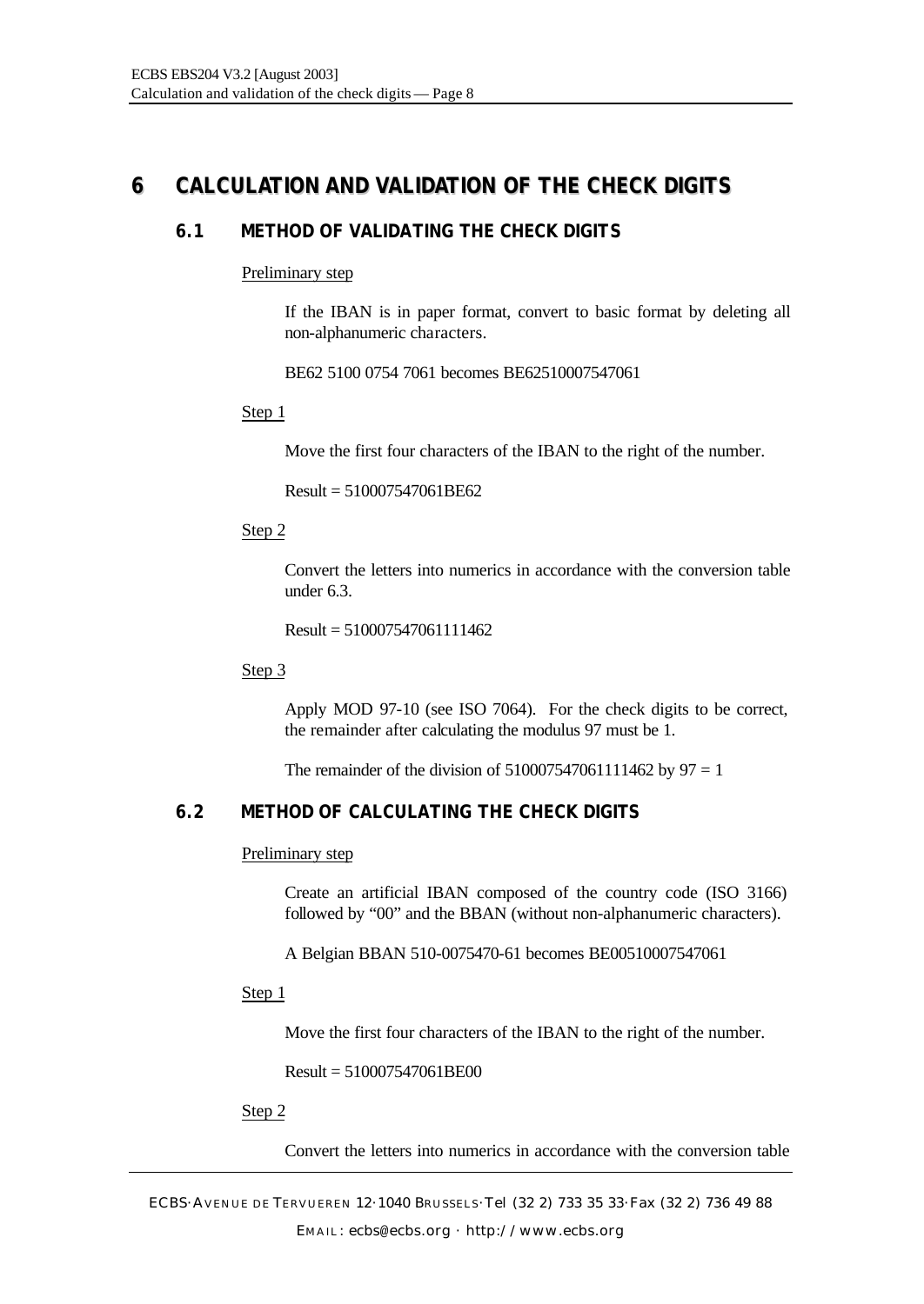# 6 CALCULATION AND VALIDATION OF THE CHECK DIGITS

## 6.1 METHOD OF VALIDATING THE CHECK DIGITS

Preliminary step

If the IBAN is in paper format, convert to basic format by deleting all non-alphanumeric characters.

BE62 5100 0754 7061 becomes BE62510007547061

Step 1

Move the first four characters of the IBAN to the right of the number.

Result = 510007547061BE62

Step 2

Convert the letters into numerics in accordance with the conversion table under 6.3.

Result = 510007547061111462

Step 3

Apply MOD 97-10 (see ISO 7064). For the check digits to be correct, the remainder after calculating the modulus 97 must be 1.

The remainder of the division of 510007547061111462 by 97 = 1

## 6.2 METHOD OF CALCULATING THE CHECK DIGITS

Preliminary step

Create an artificial IBAN composed of the country code (ISO 3166) followed by "00" and the BBAN (without non-alphanumeric characters).

A Belgian BBAN 510-0075470-61 becomes BE00510007547061

Step 1

Move the first four characters of the IBAN to the right of the number.

Result = 510007547061BE00

Step 2

Convert the letters into numerics in accordance with the conversion table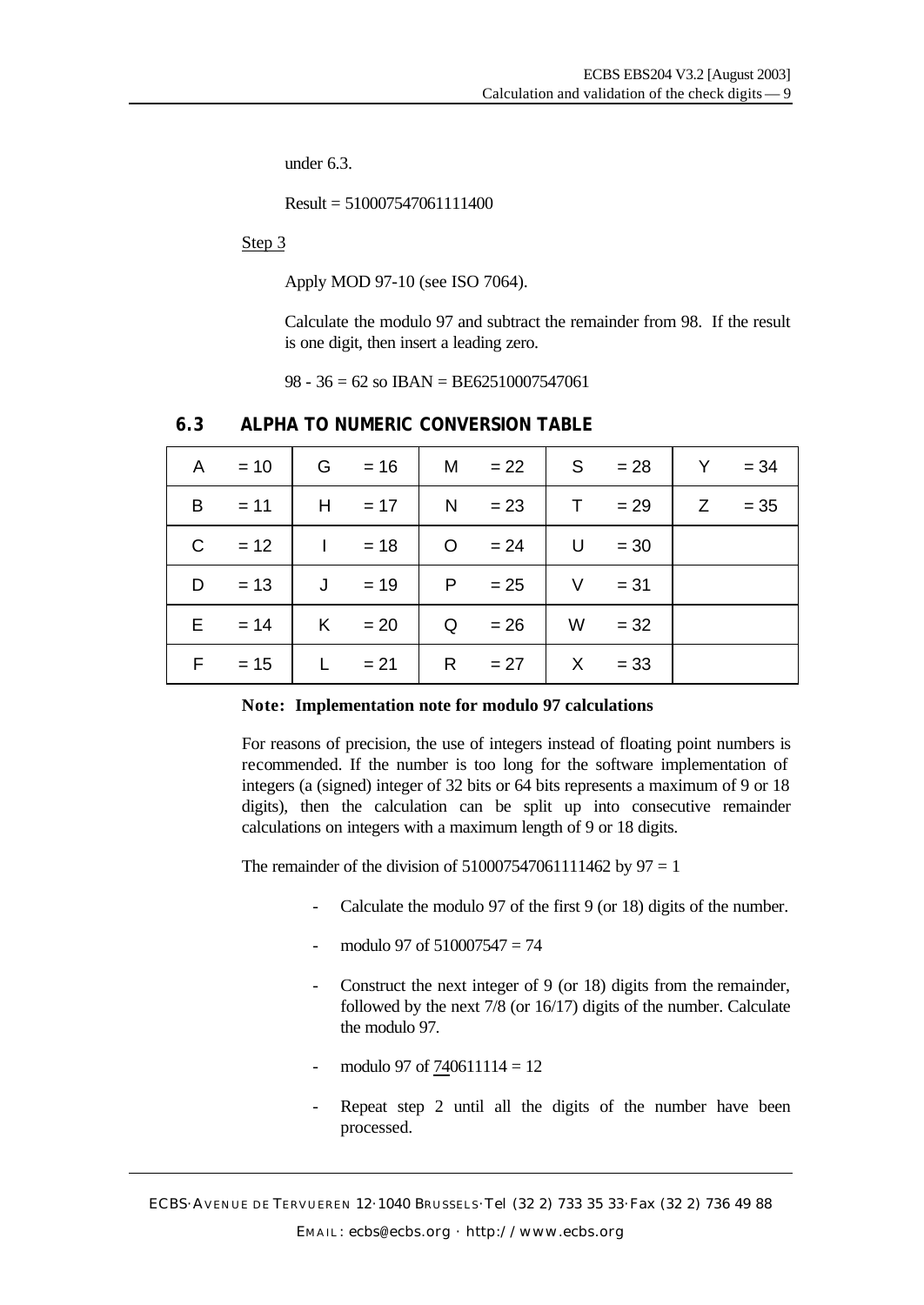under 6.3.

Result = 510007547061111400

Step 3

Apply MOD 97-10 (see ISO 7064).

Calculate the modulo 97 and subtract the remainder from 98. If the result is one digit, then insert a leading zero.

98 - 36 = 62 so IBAN = BE62510007547061

### 6.3 ALPHA TO NUMERIC CONVERSION TABLE

| | | | | | | | | | |
|---|---|---|---|---|---|---|---|---|---|
| A | = 10 | G | = 16 | M | = 22 | S | = 28 | Y | = 34 |
| B | = 11 | H | = 17 | N | = 23 | T | = 29 | Z | = 35 |
| C | = 12 | I | = 18 | O | = 24 | U | = 30 | | |
| D | = 13 | J | = 19 | P | = 25 | V | = 31 | | |
| E | = 14 | K | = 20 | Q | = 26 | W | = 32 | | |
| F | = 15 | L | = 21 | R | = 27 | X | = 33 | | |

**Note: Implementation note for modulo 97 calculations**

For reasons of precision, the use of integers instead of floating point numbers is recommended. If the number is too long for the software implementation of integers (a (signed) integer of 32 bits or 64 bits represents a maximum of 9 or 18 digits), then the calculation can be split up into consecutive remainder calculations on integers with a maximum length of 9 or 18 digits.

The remainder of the division of 510007547061111462 by 97 = 1

- Calculate the modulo 97 of the first 9 (or 18) digits of the number.
- modulo 97 of 510007547 = 74
- Construct the next integer of 9 (or 18) digits from the remainder, followed by the next 7/8 (or 16/17) digits of the number. Calculate the modulo 97.
- modulo 97 of <u>74</u>0611114 = 12
- Repeat step 2 until all the digits of the number have been processed.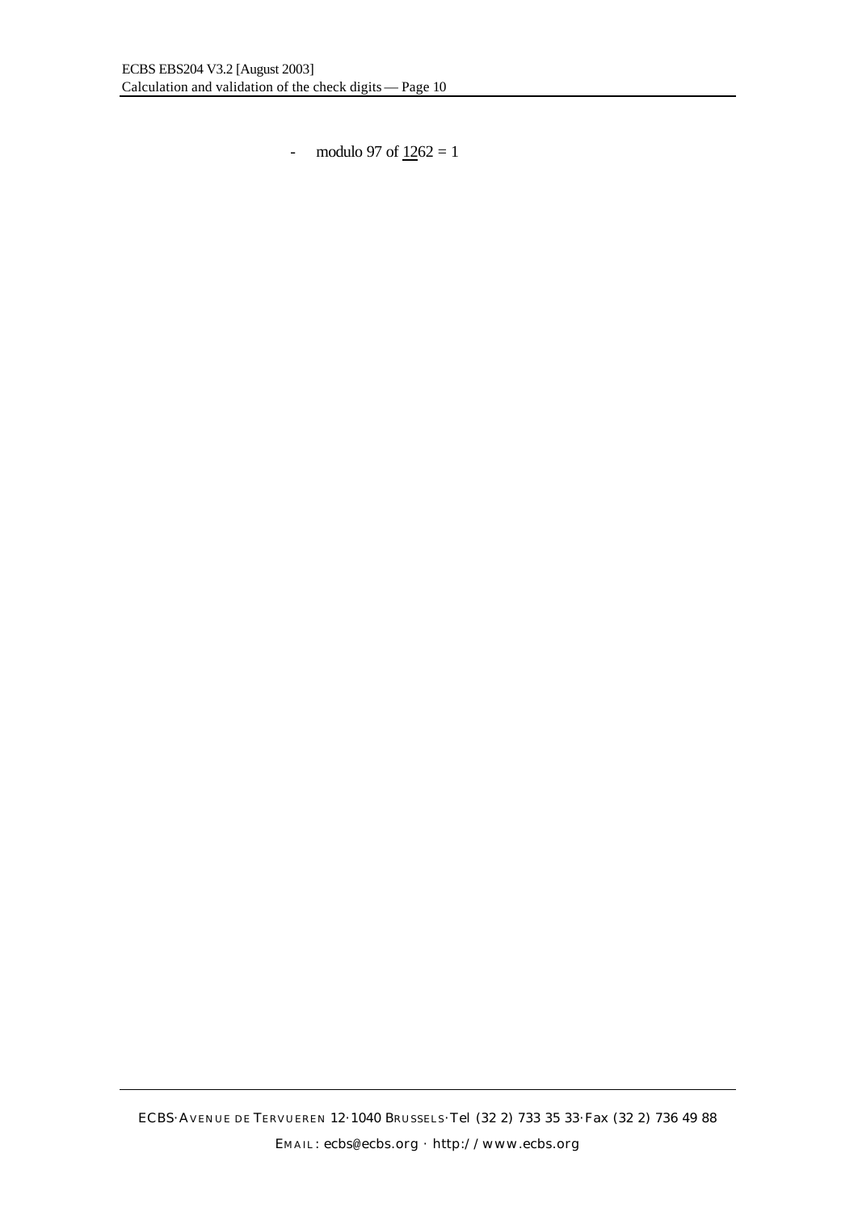- modulo 97 of <u>12</u>62 = 1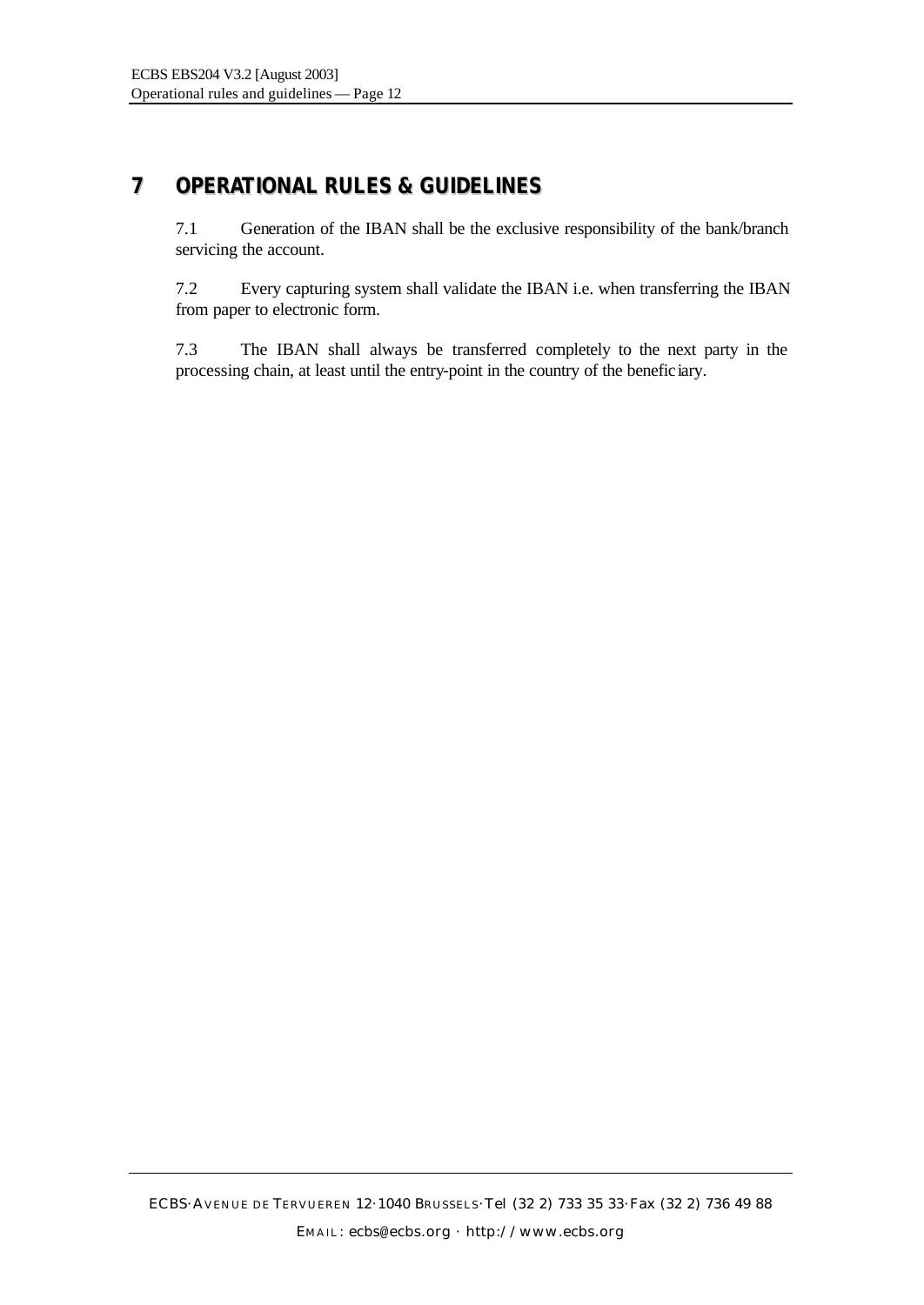# 7 OPERATIONAL RULES & GUIDELINES

7.1 Generation of the IBAN shall be the exclusive responsibility of the bank/branch servicing the account.

7.2 Every capturing system shall validate the IBAN i.e. when transferring the IBAN from paper to electronic form.

7.3 The IBAN shall always be transferred completely to the next party in the processing chain, at least until the entry-point in the country of the beneficiary.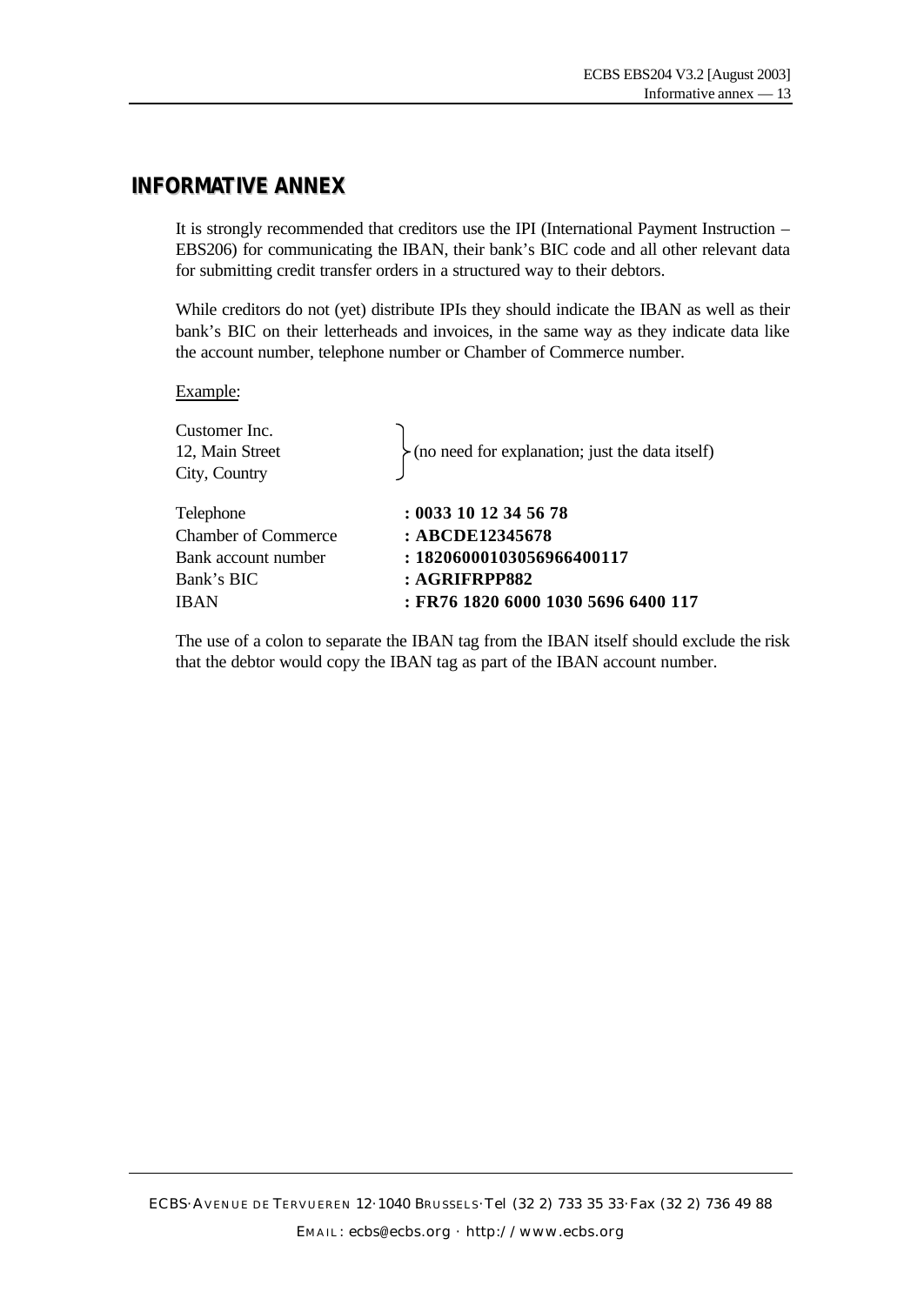# INFORMATIVE ANNEX

It is strongly recommended that creditors use the IPI (International Payment Instruction – EBS206) for communicating the IBAN, their bank's BIC code and all other relevant data for submitting credit transfer orders in a structured way to their debtors.

While creditors do not (yet) distribute IPIs they should indicate the IBAN as well as their bank's BIC on their letterheads and invoices, in the same way as they indicate data like the account number, telephone number or Chamber of Commerce number.

Example:

Customer Inc.
12, Main Street
City, Country

(no need for explanation; just the data itself)

| | |
|---|---|
| Telephone | **: 0033 10 12 34 56 78** |
| Chamber of Commerce | **: ABCDE12345678** |
| Bank account number | **: 18206000103056966400117** |
| Bank's BIC | **: AGRIFRPP882** |
| IBAN | **: FR76 1820 6000 1030 5696 6400 117** |

The use of a colon to separate the IBAN tag from the IBAN itself should exclude the risk that the debtor would copy the IBAN tag as part of the IBAN account number.